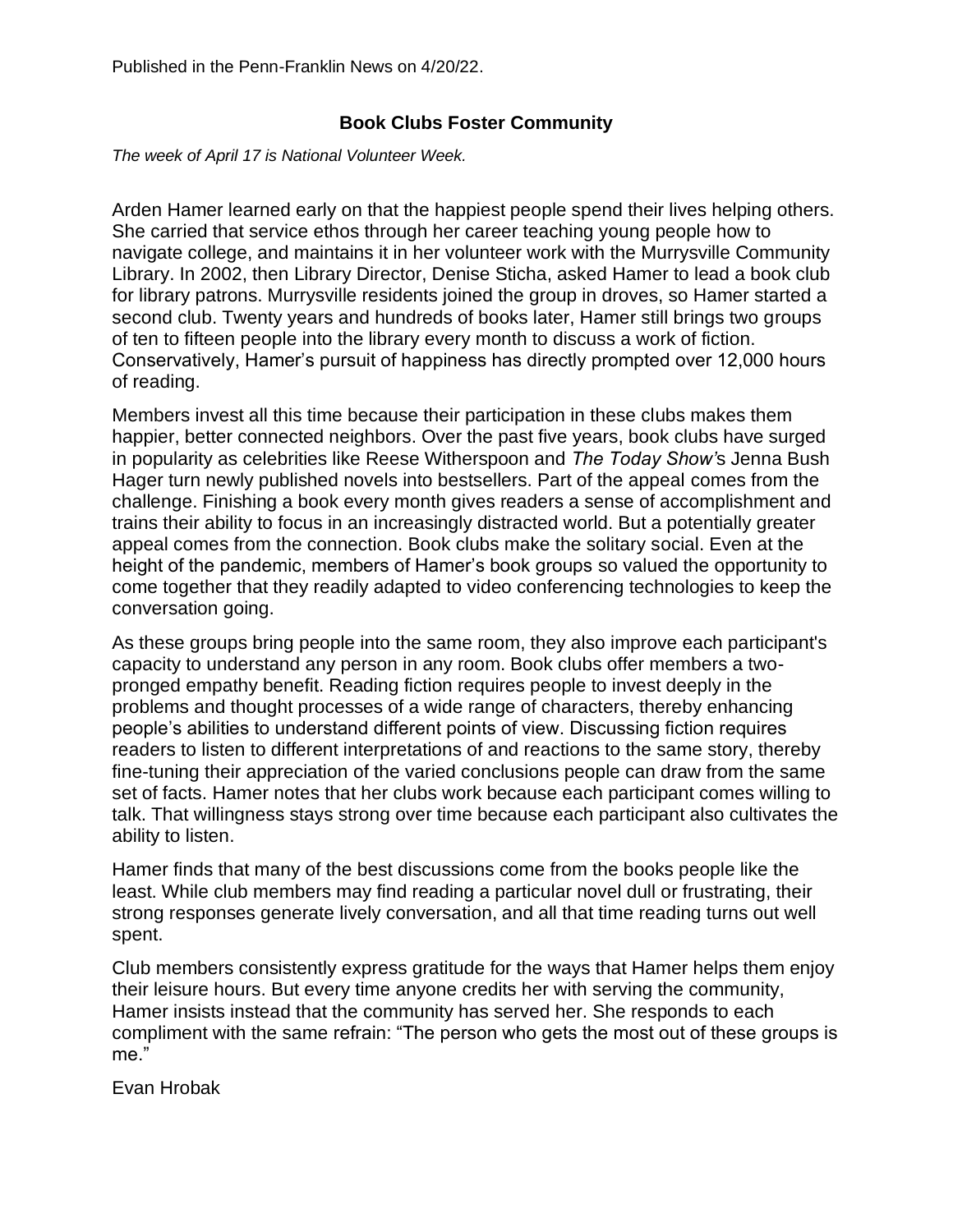Published in the Penn-Franklin News on 4/20/22.

# Book Clubs Foster Community

*The week of April 17 is National Volunteer Week.*

Arden Hamer learned early on that the happiest people spend their lives helping others. She carried that service ethos through her career teaching young people how to navigate college, and maintains it in her volunteer work with the Murrysville Community Library. In 2002, then Library Director, Denise Sticha, asked Hamer to lead a book club for library patrons. Murrysville residents joined the group in droves, so Hamer started a second club. Twenty years and hundreds of books later, Hamer still brings two groups of ten to fifteen people into the library every month to discuss a work of fiction. Conservatively, Hamer's pursuit of happiness has directly prompted over 12,000 hours of reading.

Members invest all this time because their participation in these clubs makes them happier, better connected neighbors. Over the past five years, book clubs have surged in popularity as celebrities like Reese Witherspoon and *The Today Show*'s Jenna Bush Hager turn newly published novels into bestsellers. Part of the appeal comes from the challenge. Finishing a book every month gives readers a sense of accomplishment and trains their ability to focus in an increasingly distracted world. But a potentially greater appeal comes from the connection. Book clubs make the solitary social. Even at the height of the pandemic, members of Hamer's book groups so valued the opportunity to come together that they readily adapted to video conferencing technologies to keep the conversation going.

As these groups bring people into the same room, they also improve each participant's capacity to understand any person in any room. Book clubs offer members a two-pronged empathy benefit. Reading fiction requires people to invest deeply in the problems and thought processes of a wide range of characters, thereby enhancing people's abilities to understand different points of view. Discussing fiction requires readers to listen to different interpretations of and reactions to the same story, thereby fine-tuning their appreciation of the varied conclusions people can draw from the same set of facts. Hamer notes that her clubs work because each participant comes willing to talk. That willingness stays strong over time because each participant also cultivates the ability to listen.

Hamer finds that many of the best discussions come from the books people like the least. While club members may find reading a particular novel dull or frustrating, their strong responses generate lively conversation, and all that time reading turns out well spent.

Club members consistently express gratitude for the ways that Hamer helps them enjoy their leisure hours. But every time anyone credits her with serving the community, Hamer insists instead that the community has served her. She responds to each compliment with the same refrain: "The person who gets the most out of these groups is me."

Evan Hrobak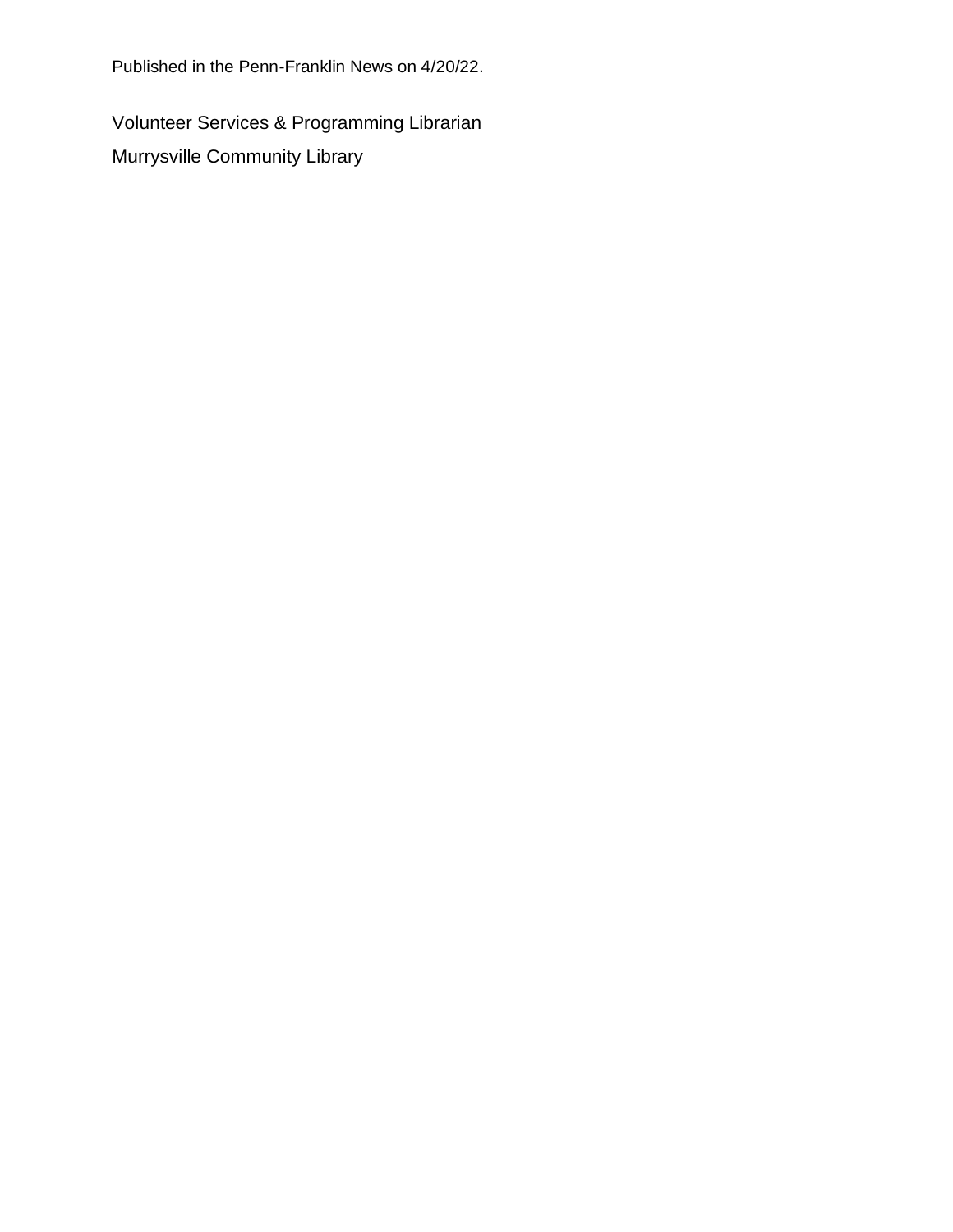Published in the Penn-Franklin News on 4/20/22.

Volunteer Services & Programming Librarian

Murrysville Community Library